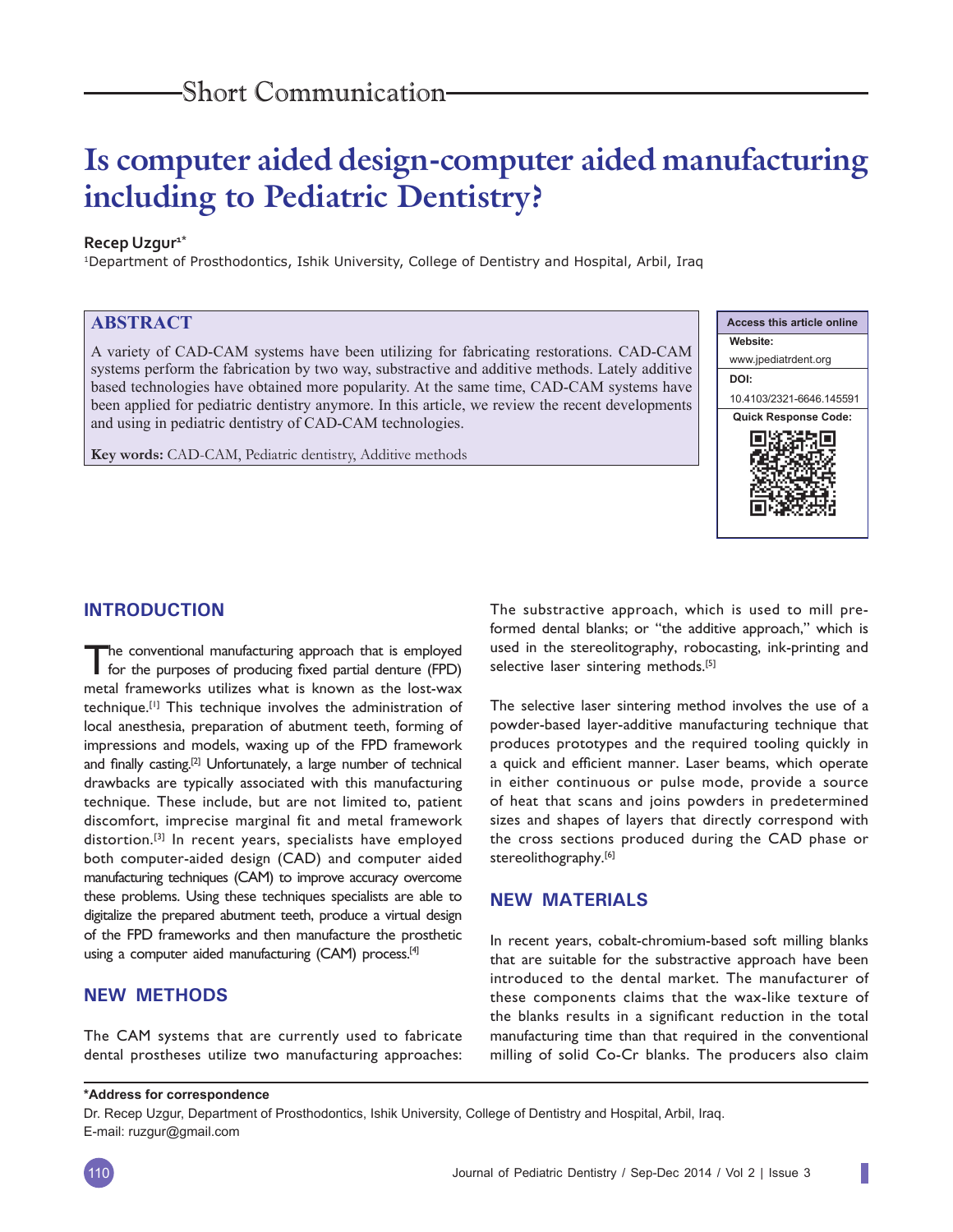Short Communication

# Is computer aided design-computer aided manufacturing including to Pediatric Dentistry?

**Recep Uzgur**[1*]

[1]Department of Prosthodontics, Ishik University, College of Dentistry and Hospital, Arbil, Iraq

## ABSTRACT

A variety of CAD-CAM systems have been utilizing for fabricating restorations. CAD-CAM systems perform the fabrication by two way, substractive and additive methods. Lately additive based technologies have obtained more popularity. At the same time, CAD-CAM systems have been applied for pediatric dentistry anymore. In this article, we review the recent developments and using in pediatric dentistry of CAD-CAM technologies.

**Key words:** CAD-CAM, Pediatric dentistry, Additive methods

**Access this article online**

**Website:** www.jpediatrdent.org

**DOI:** 10.4103/2321-6646.145591

**Quick Response Code:**

## INTRODUCTION

The conventional manufacturing approach that is employed for the purposes of producing fixed partial denture (FPD) metal frameworks utilizes what is known as the lost-wax technique.[1] This technique involves the administration of local anesthesia, preparation of abutment teeth, forming of impressions and models, waxing up of the FPD framework and finally casting.[2] Unfortunately, a large number of technical drawbacks are typically associated with this manufacturing technique. These include, but are not limited to, patient discomfort, imprecise marginal fit and metal framework distortion.[3] In recent years, specialists have employed both computer-aided design (CAD) and computer aided manufacturing techniques (CAM) to improve accuracy overcome these problems. Using these techniques specialists are able to digitalize the prepared abutment teeth, produce a virtual design of the FPD frameworks and then manufacture the prosthetic using a computer aided manufacturing (CAM) process.[4]

## NEW METHODS

The CAM systems that are currently used to fabricate dental prostheses utilize two manufacturing approaches: The substractive approach, which is used to mill pre-formed dental blanks; or "the additive approach," which is used in the stereolitography, robocasting, ink-printing and selective laser sintering methods.[5]

The selective laser sintering method involves the use of a powder-based layer-additive manufacturing technique that produces prototypes and the required tooling quickly in a quick and efficient manner. Laser beams, which operate in either continuous or pulse mode, provide a source of heat that scans and joins powders in predetermined sizes and shapes of layers that directly correspond with the cross sections produced during the CAD phase or stereolithography.[6]

## NEW MATERIALS

In recent years, cobalt-chromium-based soft milling blanks that are suitable for the substractive approach have been introduced to the dental market. The manufacturer of these components claims that the wax-like texture of the blanks results in a significant reduction in the total manufacturing time than that required in the conventional milling of solid Co-Cr blanks. The producers also claim

**\*Address for correspondence**

Dr. Recep Uzgur, Department of Prosthodontics, Ishik University, College of Dentistry and Hospital, Arbil, Iraq.
E-mail: ruzgur@gmail.com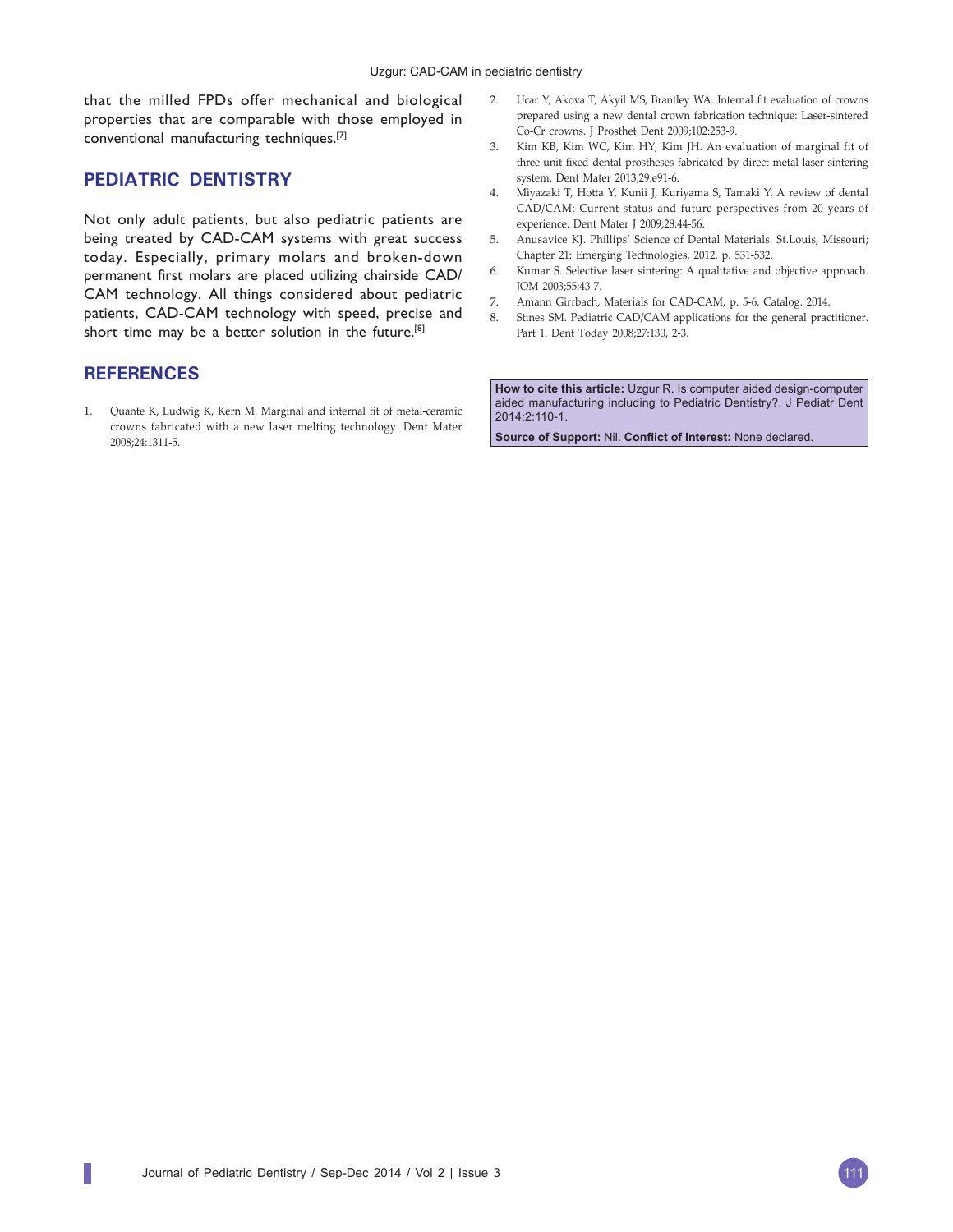that the milled FPDs offer mechanical and biological properties that are comparable with those employed in conventional manufacturing techniques.[7]

## PEDIATRIC DENTISTRY

Not only adult patients, but also pediatric patients are being treated by CAD-CAM systems with great success today. Especially, primary molars and broken-down permanent first molars are placed utilizing chairside CAD/CAM technology. All things considered about pediatric patients, CAD-CAM technology with speed, precise and short time may be a better solution in the future.[8]

## REFERENCES

1. Quante K, Ludwig K, Kern M. Marginal and internal fit of metal-ceramic crowns fabricated with a new laser melting technology. Dent Mater 2008;24:1311-5.
2. Ucar Y, Akova T, Akyil MS, Brantley WA. Internal fit evaluation of crowns prepared using a new dental crown fabrication technique: Laser-sintered Co-Cr crowns. J Prosthet Dent 2009;102:253-9.
3. Kim KB, Kim WC, Kim HY, Kim JH. An evaluation of marginal fit of three-unit fixed dental prostheses fabricated by direct metal laser sintering system. Dent Mater 2013;29:e91-6.
4. Miyazaki T, Hotta Y, Kunii J, Kuriyama S, Tamaki Y. A review of dental CAD/CAM: Current status and future perspectives from 20 years of experience. Dent Mater J 2009;28:44-56.
5. Anusavice KJ. Phillips' Science of Dental Materials. St.Louis, Missouri; Chapter 21: Emerging Technologies, 2012. p. 531-532.
6. Kumar S. Selective laser sintering: A qualitative and objective approach. JOM 2003;55:43-7.
7. Amann Girrbach, Materials for CAD-CAM, p. 5-6, Catalog. 2014.
8. Stines SM. Pediatric CAD/CAM applications for the general practitioner. Part 1. Dent Today 2008;27:130, 2-3.

**How to cite this article:** Uzgur R. Is computer aided design-computer aided manufacturing including to Pediatric Dentistry?. J Pediatr Dent 2014;2:110-1.

**Source of Support:** Nil. **Conflict of Interest:** None declared.